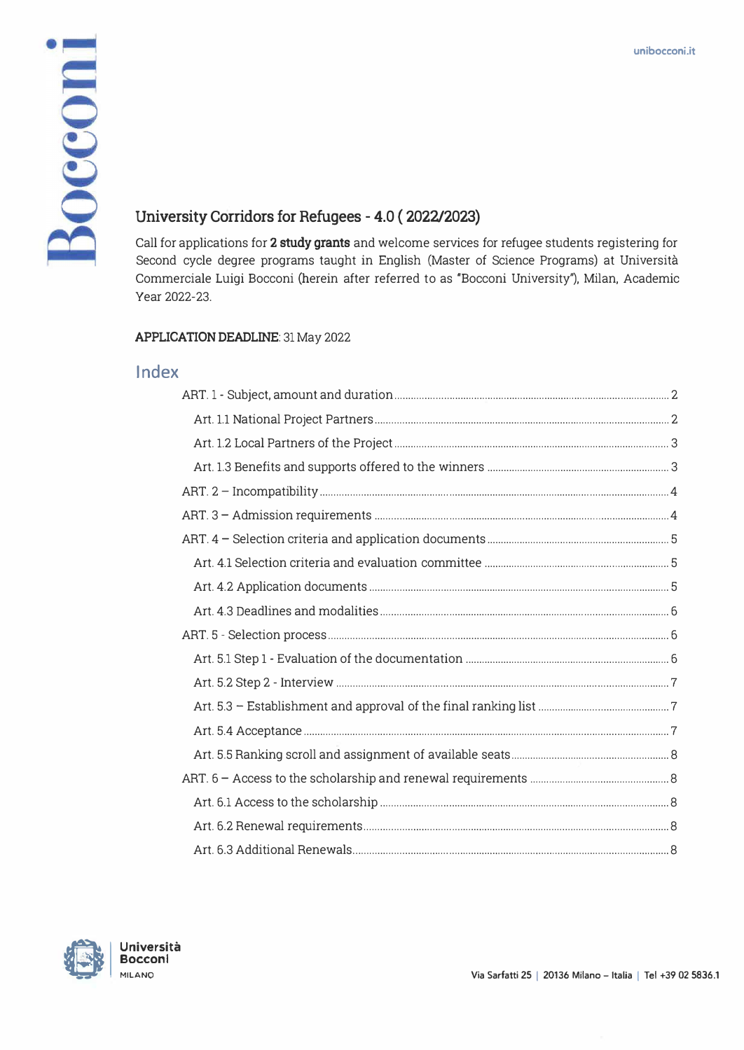# University Corridors for Refugees - 4.0 ( 2022/2023)

Call for applications for **2 study grants** and welcome services for refugee students registering for Second cycle degree programs taught in English (Master of Science Programs) at Università Commerciale Luigi Bocconi (herein after referred to as "Bocconi University"), Milan, Academic Year 2022-23.

**APPLICATION DEADLINE**: 31 May 2022

## Index

- ART. 1 - Subject, amount and duration ..... 2
  - Art. 1.1 National Project Partners ..... 2
  - Art. 1.2 Local Partners of the Project ..... 3
  - Art. 1.3 Benefits and supports offered to the winners ..... 3
- ART. 2 – Incompatibility ..... 4
- ART. 3 – Admission requirements ..... 4
- ART. 4 – Selection criteria and application documents ..... 5
  - Art. 4.1 Selection criteria and evaluation committee ..... 5
  - Art. 4.2 Application documents ..... 5
  - Art. 4.3 Deadlines and modalities ..... 6
- ART. 5 - Selection process ..... 6
  - Art. 5.1 Step 1 - Evaluation of the documentation ..... 6
  - Art. 5.2 Step 2 - Interview ..... 7
  - Art. 5.3 – Establishment and approval of the final ranking list ..... 7
  - Art. 5.4 Acceptance ..... 7
  - Art. 5.5 Ranking scroll and assignment of available seats ..... 8
- ART. 6 – Access to the scholarship and renewal requirements ..... 8
  - Art. 6.1 Access to the scholarship ..... 8
  - Art. 6.2 Renewal requirements ..... 8
  - Art. 6.3 Additional Renewals ..... 8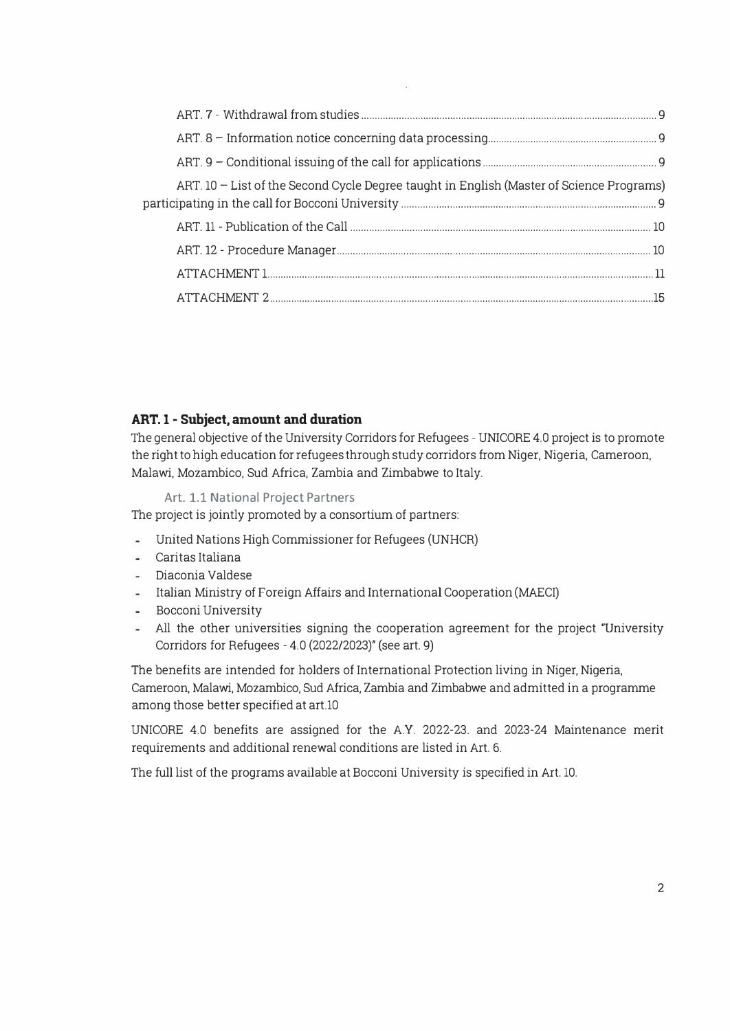ART. 7 - Withdrawal from studies ..... 9

ART. 8 – Information notice concerning data processing ..... 9

ART. 9 – Conditional issuing of the call for applications ..... 9

ART. 10 – List of the Second Cycle Degree taught in English (Master of Science Programs) participating in the call for Bocconi University ..... 9

ART. 11 - Publication of the Call ..... 10

ART. 12 - Procedure Manager ..... 10

ATTACHMENT 1 ..... 11

ATTACHMENT 2 ..... 15

## ART. 1 - Subject, amount and duration

The general objective of the University Corridors for Refugees - UNICORE 4.0 project is to promote the right to high education for refugees through study corridors from Niger, Nigeria, Cameroon, Malawi, Mozambico, Sud Africa, Zambia and Zimbabwe to Italy.

### Art. 1.1 National Project Partners

The project is jointly promoted by a consortium of partners:

- United Nations High Commissioner for Refugees (UNHCR)
- Caritas Italiana
- Diaconia Valdese
- Italian Ministry of Foreign Affairs and International Cooperation (MAECI)
- Bocconi University
- All the other universities signing the cooperation agreement for the project "University Corridors for Refugees - 4.0 (2022/2023)" (see art. 9)

The benefits are intended for holders of International Protection living in Niger, Nigeria, Cameroon, Malawi, Mozambico, Sud Africa, Zambia and Zimbabwe and admitted in a programme among those better specified at art.10

UNICORE 4.0 benefits are assigned for the A.Y. 2022-23. and 2023-24 Maintenance merit requirements and additional renewal conditions are listed in Art. 6.

The full list of the programs available at Bocconi University is specified in Art. 10.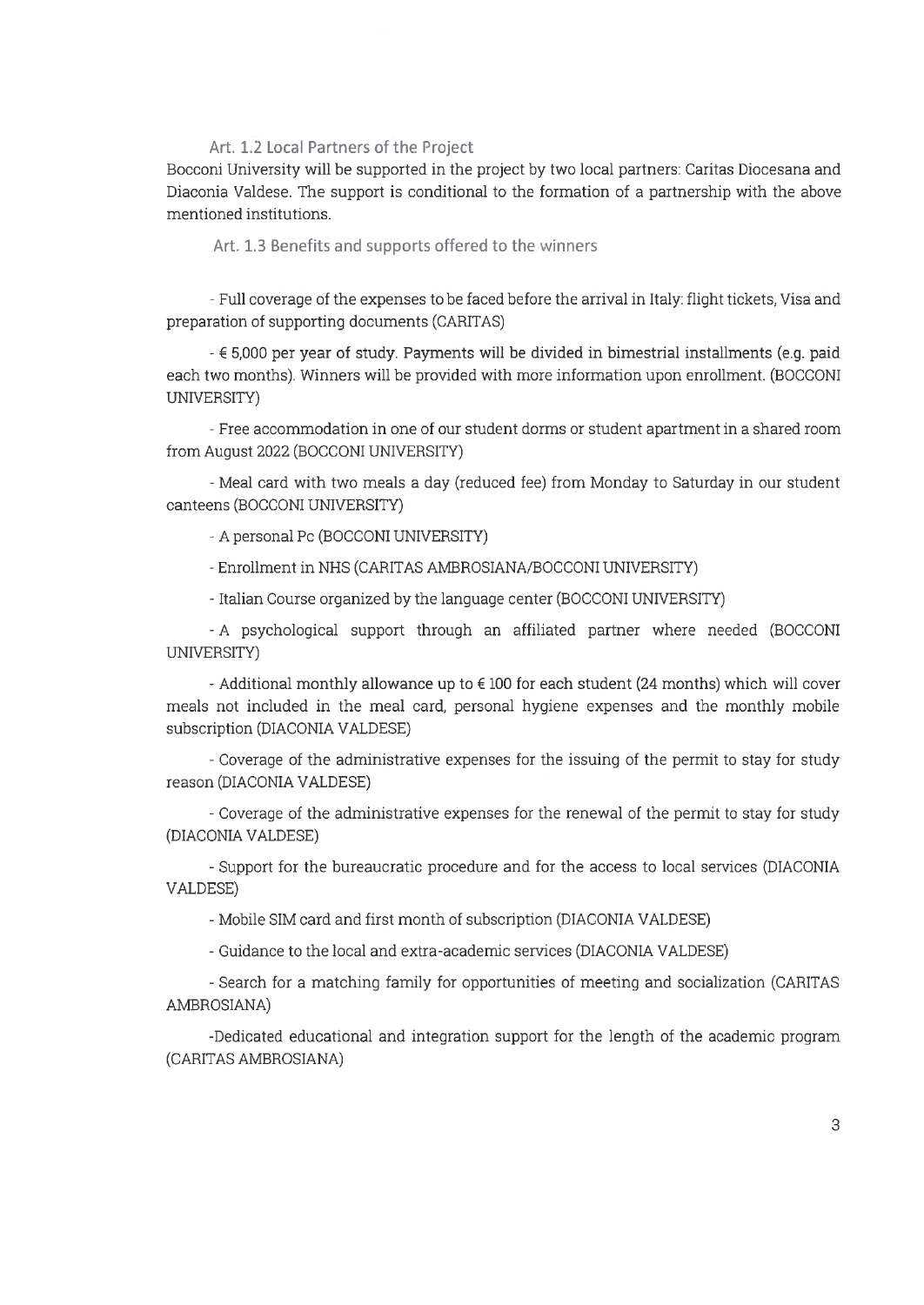### Art. 1.2 Local Partners of the Project

Bocconi University will be supported in the project by two local partners: Caritas Diocesana and Diaconia Valdese. The support is conditional to the formation of a partnership with the above mentioned institutions.

### Art. 1.3 Benefits and supports offered to the winners

- Full coverage of the expenses to be faced before the arrival in Italy: flight tickets, Visa and preparation of supporting documents (CARITAS)
- € 5,000 per year of study. Payments will be divided in bimestrial installments (e.g. paid each two months). Winners will be provided with more information upon enrollment. (BOCCONI UNIVERSITY)
- Free accommodation in one of our student dorms or student apartment in a shared room from August 2022 (BOCCONI UNIVERSITY)
- Meal card with two meals a day (reduced fee) from Monday to Saturday in our student canteens (BOCCONI UNIVERSITY)
- A personal Pc (BOCCONI UNIVERSITY)
- Enrollment in NHS (CARITAS AMBROSIANA/BOCCONI UNIVERSITY)
- Italian Course organized by the language center (BOCCONI UNIVERSITY)
- A psychological support through an affiliated partner where needed (BOCCONI UNIVERSITY)
- Additional monthly allowance up to € 100 for each student (24 months) which will cover meals not included in the meal card, personal hygiene expenses and the monthly mobile subscription (DIACONIA VALDESE)
- Coverage of the administrative expenses for the issuing of the permit to stay for study reason (DIACONIA VALDESE)
- Coverage of the administrative expenses for the renewal of the permit to stay for study (DIACONIA VALDESE)
- Support for the bureaucratic procedure and for the access to local services (DIACONIA VALDESE)
- Mobile SIM card and first month of subscription (DIACONIA VALDESE)
- Guidance to the local and extra-academic services (DIACONIA VALDESE)
- Search for a matching family for opportunities of meeting and socialization (CARITAS AMBROSIANA)
- Dedicated educational and integration support for the length of the academic program (CARITAS AMBROSIANA)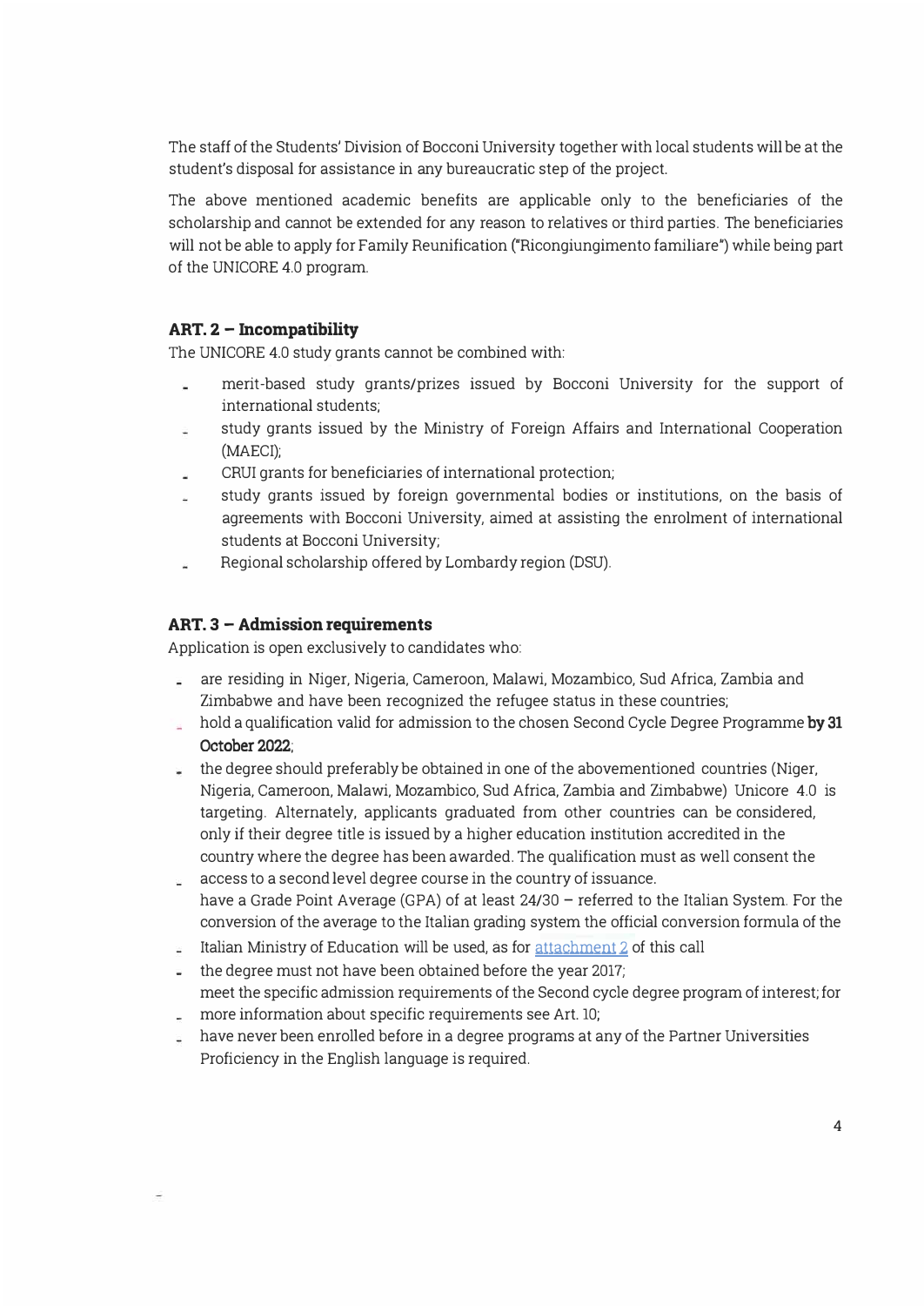The staff of the Students' Division of Bocconi University together with local students will be at the student's disposal for assistance in any bureaucratic step of the project.

The above mentioned academic benefits are applicable only to the beneficiaries of the scholarship and cannot be extended for any reason to relatives or third parties. The beneficiaries will not be able to apply for Family Reunification ("Ricongiungimento familiare") while being part of the UNICORE 4.0 program.

### ART. 2 – Incompatibility

The UNICORE 4.0 study grants cannot be combined with:

- merit-based study grants/prizes issued by Bocconi University for the support of international students;
- study grants issued by the Ministry of Foreign Affairs and International Cooperation (MAECI);
- CRUI grants for beneficiaries of international protection;
- study grants issued by foreign governmental bodies or institutions, on the basis of agreements with Bocconi University, aimed at assisting the enrolment of international students at Bocconi University;
- Regional scholarship offered by Lombardy region (DSU).

### ART. 3 – Admission requirements

Application is open exclusively to candidates who:

- are residing in Niger, Nigeria, Cameroon, Malawi, Mozambico, Sud Africa, Zambia and Zimbabwe and have been recognized the refugee status in these countries;
- hold a qualification valid for admission to the chosen Second Cycle Degree Programme **by 31 October 2022**;
- the degree should preferably be obtained in one of the abovementioned countries (Niger, Nigeria, Cameroon, Malawi, Mozambico, Sud Africa, Zambia and Zimbabwe) Unicore 4.0 is targeting. Alternately, applicants graduated from other countries can be considered, only if their degree title is issued by a higher education institution accredited in the country where the degree has been awarded. The qualification must as well consent the access to a second level degree course in the country of issuance.
- have a Grade Point Average (GPA) of at least 24/30 – referred to the Italian System. For the conversion of the average to the Italian grading system the official conversion formula of the Italian Ministry of Education will be used, as for attachment 2 of this call
- the degree must not have been obtained before the year 2017;
- meet the specific admission requirements of the Second cycle degree program of interest; for more information about specific requirements see Art. 10;
- have never been enrolled before in a degree programs at any of the Partner Universities Proficiency in the English language is required.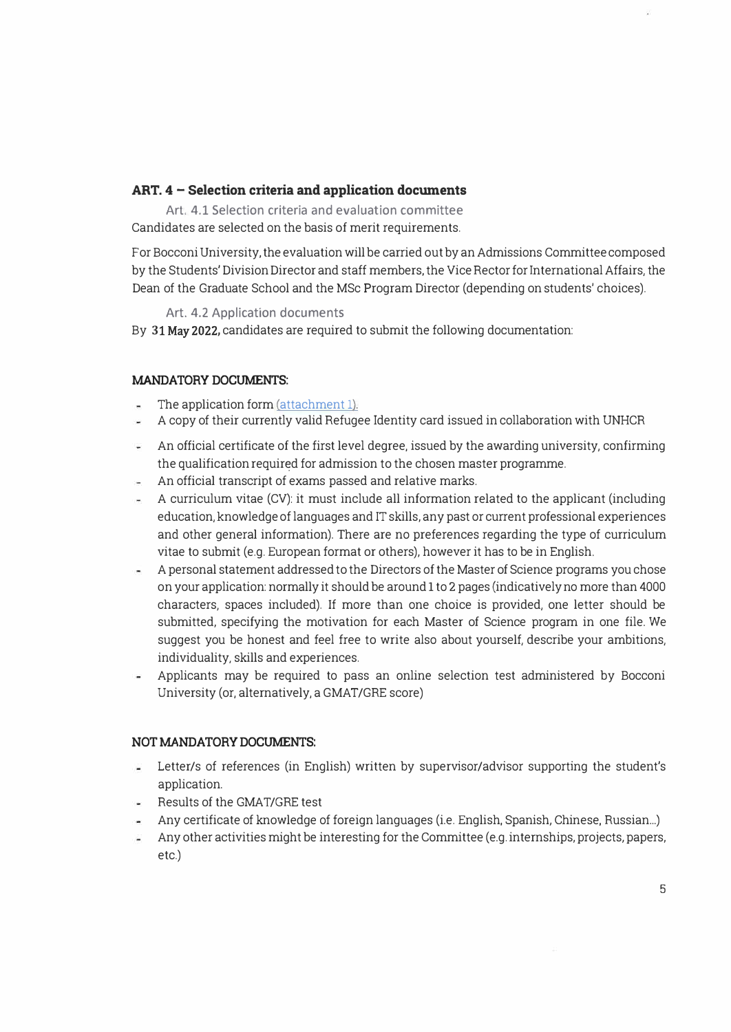## ART. 4 – Selection criteria and application documents

### Art. 4.1 Selection criteria and evaluation committee

Candidates are selected on the basis of merit requirements.

For Bocconi University, the evaluation will be carried out by an Admissions Committee composed by the Students' Division Director and staff members, the Vice Rector for International Affairs, the Dean of the Graduate School and the MSc Program Director (depending on students' choices).

### Art. 4.2 Application documents

By **31 May 2022,** candidates are required to submit the following documentation:

**MANDATORY DOCUMENTS:**

- The application form (attachment 1).
- A copy of their currently valid Refugee Identity card issued in collaboration with UNHCR
- An official certificate of the first level degree, issued by the awarding university, confirming the qualification required for admission to the chosen master programme.
- An official transcript of exams passed and relative marks.
- A curriculum vitae (CV): it must include all information related to the applicant (including education, knowledge of languages and IT skills, any past or current professional experiences and other general information). There are no preferences regarding the type of curriculum vitae to submit (e.g. European format or others), however it has to be in English.
- A personal statement addressed to the Directors of the Master of Science programs you chose on your application: normally it should be around 1 to 2 pages (indicatively no more than 4000 characters, spaces included). If more than one choice is provided, one letter should be submitted, specifying the motivation for each Master of Science program in one file. We suggest you be honest and feel free to write also about yourself, describe your ambitions, individuality, skills and experiences.
- Applicants may be required to pass an online selection test administered by Bocconi University (or, alternatively, a GMAT/GRE score)

**NOT MANDATORY DOCUMENTS:**

- Letter/s of references (in English) written by supervisor/advisor supporting the student's application.
- Results of the GMAT/GRE test
- Any certificate of knowledge of foreign languages (i.e. English, Spanish, Chinese, Russian...)
- Any other activities might be interesting for the Committee (e.g. internships, projects, papers, etc.)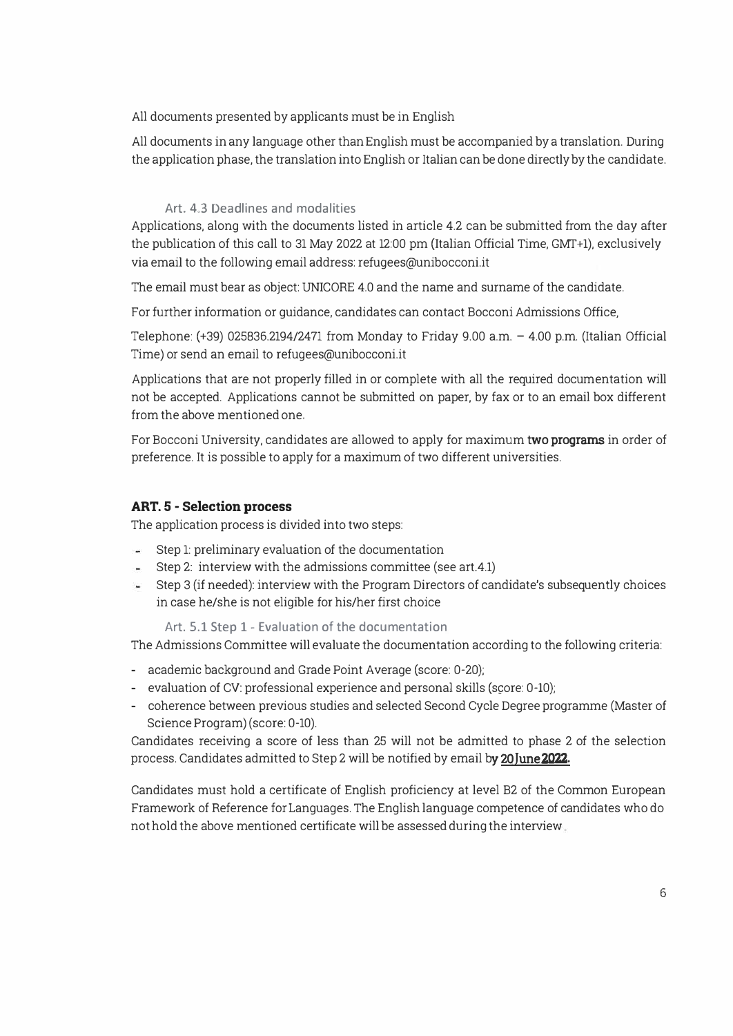All documents presented by applicants must be in English

All documents in any language other than English must be accompanied by a translation. During the application phase, the translation into English or Italian can be done directly by the candidate.

### Art. 4.3 Deadlines and modalities

Applications, along with the documents listed in article 4.2 can be submitted from the day after the publication of this call to 31 May 2022 at 12:00 pm (Italian Official Time, GMT+1), exclusively via email to the following email address: refugees@unibocconi.it

The email must bear as object: UNICORE 4.0 and the name and surname of the candidate.

For further information or guidance, candidates can contact Bocconi Admissions Office,

Telephone: (+39) 025836.2194/2471 from Monday to Friday 9.00 a.m. – 4.00 p.m. (Italian Official Time) or send an email to refugees@unibocconi.it

Applications that are not properly filled in or complete with all the required documentation will not be accepted. Applications cannot be submitted on paper, by fax or to an email box different from the above mentioned one.

For Bocconi University, candidates are allowed to apply for maximum **two programs** in order of preference. It is possible to apply for a maximum of two different universities.

## ART. 5 - Selection process

The application process is divided into two steps:

- Step 1: preliminary evaluation of the documentation
- Step 2: interview with the admissions committee (see art.4.1)
- Step 3 (if needed): interview with the Program Directors of candidate's subsequently choices in case he/she is not eligible for his/her first choice

### Art. 5.1 Step 1 - Evaluation of the documentation

The Admissions Committee will evaluate the documentation according to the following criteria:

- academic background and Grade Point Average (score: 0-20);
- evaluation of CV: professional experience and personal skills (score: 0-10);
- coherence between previous studies and selected Second Cycle Degree programme (Master of Science Program) (score: 0-10).

Candidates receiving a score of less than 25 will not be admitted to phase 2 of the selection process. Candidates admitted to Step 2 will be notified by email **by 20 June 2022.**

Candidates must hold a certificate of English proficiency at level B2 of the Common European Framework of Reference for Languages. The English language competence of candidates who do not hold the above mentioned certificate will be assessed during the interview.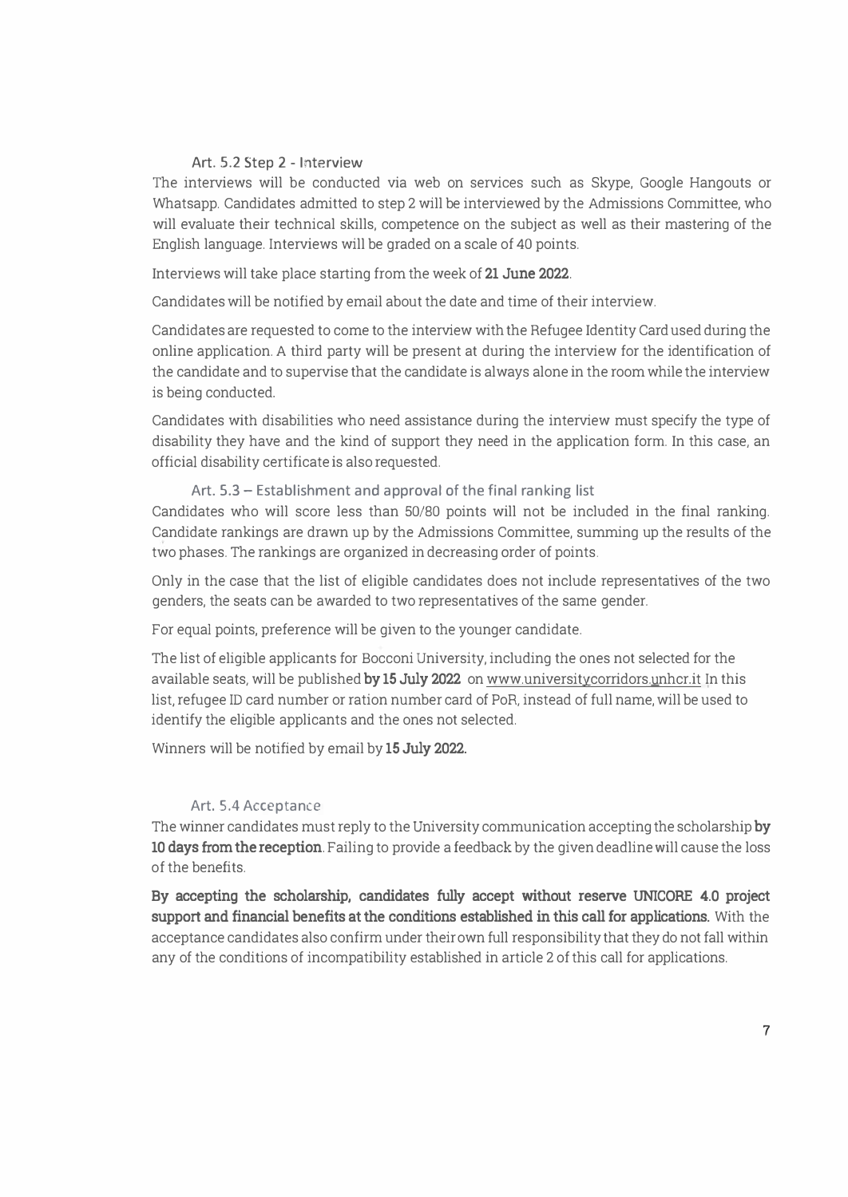### Art. 5.2 Step 2 - Interview

The interviews will be conducted via web on services such as Skype, Google Hangouts or Whatsapp. Candidates admitted to step 2 will be interviewed by the Admissions Committee, who will evaluate their technical skills, competence on the subject as well as their mastering of the English language. Interviews will be graded on a scale of 40 points.

Interviews will take place starting from the week of **21 June 2022**.

Candidates will be notified by email about the date and time of their interview.

Candidates are requested to come to the interview with the Refugee Identity Card used during the online application. A third party will be present at during the interview for the identification of the candidate and to supervise that the candidate is always alone in the room while the interview is being conducted.

Candidates with disabilities who need assistance during the interview must specify the type of disability they have and the kind of support they need in the application form. In this case, an official disability certificate is also requested.

### Art. 5.3 – Establishment and approval of the final ranking list

Candidates who will score less than 50/80 points will not be included in the final ranking. Candidate rankings are drawn up by the Admissions Committee, summing up the results of the two phases. The rankings are organized in decreasing order of points.

Only in the case that the list of eligible candidates does not include representatives of the two genders, the seats can be awarded to two representatives of the same gender.

For equal points, preference will be given to the younger candidate.

The list of eligible applicants for Bocconi University, including the ones not selected for the available seats, will be published **by 15 July 2022** on www.universitycorridors.unhcr.it In this list, refugee ID card number or ration number card of PoR, instead of full name, will be used to identify the eligible applicants and the ones not selected.

Winners will be notified by email by **15 July 2022.**

### Art. 5.4 Acceptance

The winner candidates must reply to the University communication accepting the scholarship **by 10 days from the reception**. Failing to provide a feedback by the given deadline will cause the loss of the benefits.

**By accepting the scholarship, candidates fully accept without reserve UNICORE 4.0 project support and financial benefits at the conditions established in this call for applications.** With the acceptance candidates also confirm under their own full responsibility that they do not fall within any of the conditions of incompatibility established in article 2 of this call for applications.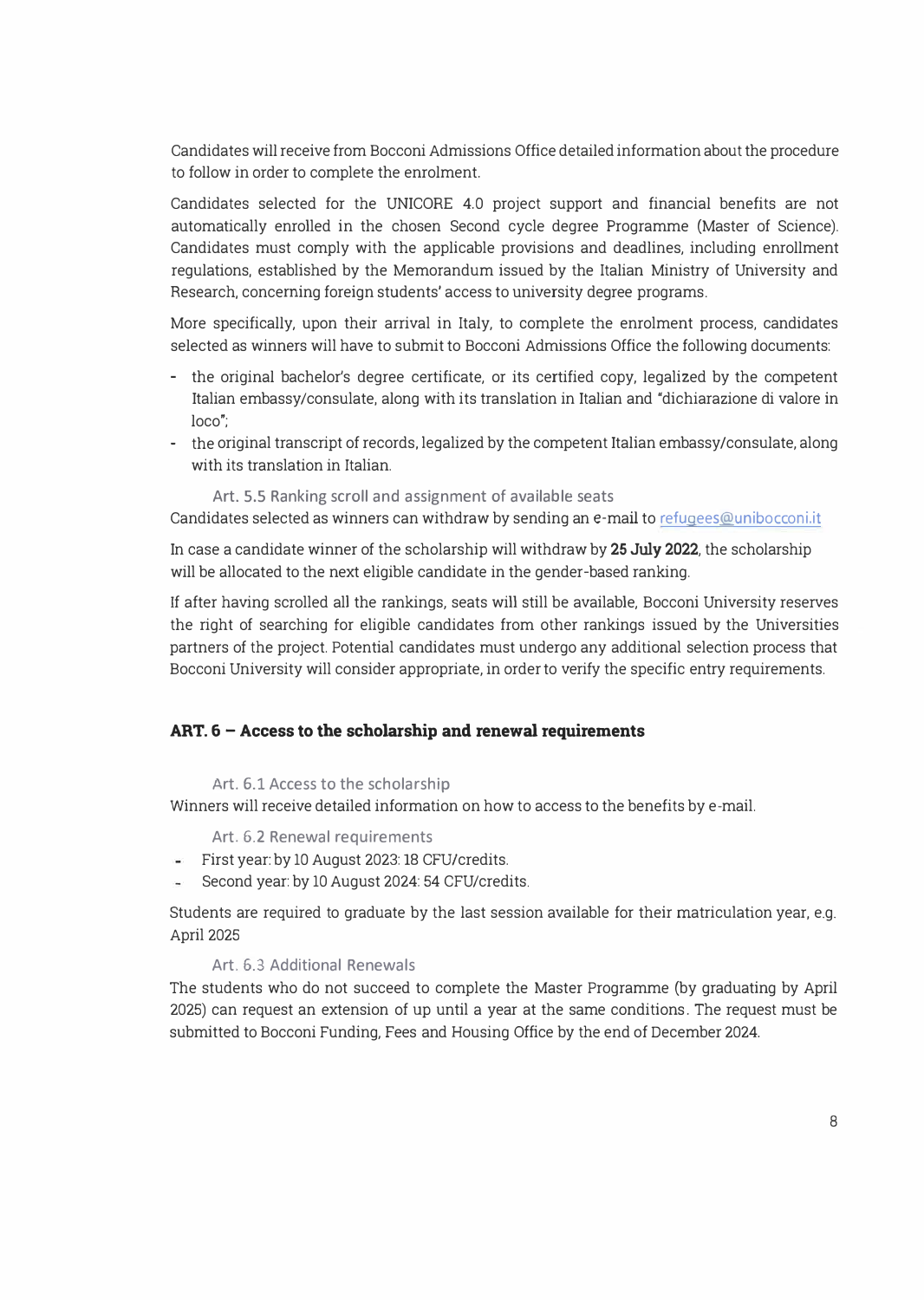Candidates will receive from Bocconi Admissions Office detailed information about the procedure to follow in order to complete the enrolment.

Candidates selected for the UNICORE 4.0 project support and financial benefits are not automatically enrolled in the chosen Second cycle degree Programme (Master of Science). Candidates must comply with the applicable provisions and deadlines, including enrollment regulations, established by the Memorandum issued by the Italian Ministry of University and Research, concerning foreign students' access to university degree programs.

More specifically, upon their arrival in Italy, to complete the enrolment process, candidates selected as winners will have to submit to Bocconi Admissions Office the following documents:

- the original bachelor's degree certificate, or its certified copy, legalized by the competent Italian embassy/consulate, along with its translation in Italian and "dichiarazione di valore in loco";
- the original transcript of records, legalized by the competent Italian embassy/consulate, along with its translation in Italian.

### Art. 5.5 Ranking scroll and assignment of available seats

Candidates selected as winners can withdraw by sending an e-mail to refugees@unibocconi.it

In case a candidate winner of the scholarship will withdraw by **25 July 2022**, the scholarship will be allocated to the next eligible candidate in the gender-based ranking.

If after having scrolled all the rankings, seats will still be available, Bocconi University reserves the right of searching for eligible candidates from other rankings issued by the Universities partners of the project. Potential candidates must undergo any additional selection process that Bocconi University will consider appropriate, in order to verify the specific entry requirements.

## ART. 6 – Access to the scholarship and renewal requirements

### Art. 6.1 Access to the scholarship

Winners will receive detailed information on how to access to the benefits by e-mail.

### Art. 6.2 Renewal requirements

- First year: by 10 August 2023: 18 CFU/credits.
- Second year: by 10 August 2024: 54 CFU/credits.

Students are required to graduate by the last session available for their matriculation year, e.g. April 2025

### Art. 6.3 Additional Renewals

The students who do not succeed to complete the Master Programme (by graduating by April 2025) can request an extension of up until a year at the same conditions. The request must be submitted to Bocconi Funding, Fees and Housing Office by the end of December 2024.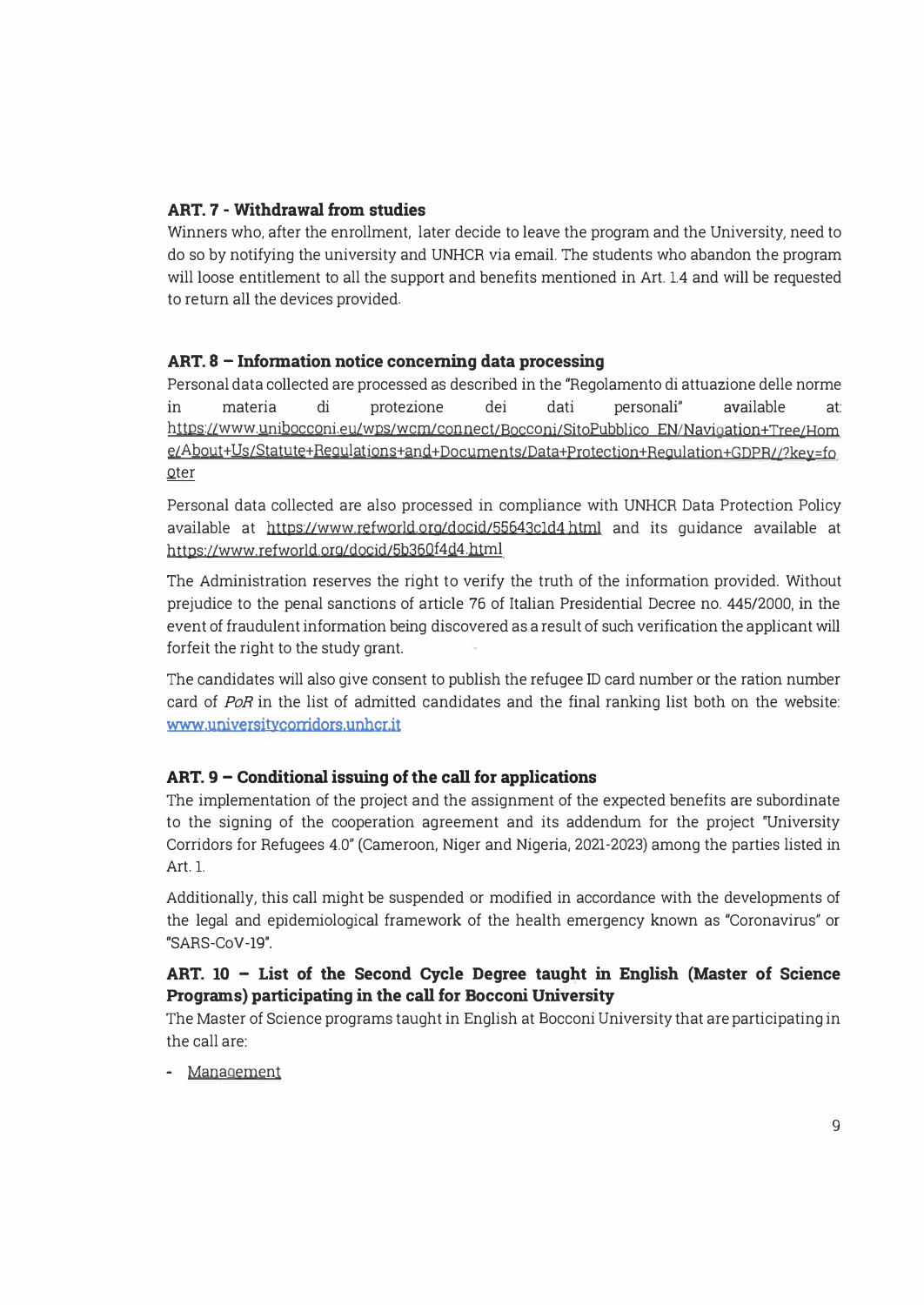### ART. 7 - Withdrawal from studies

Winners who, after the enrollment, later decide to leave the program and the University, need to do so by notifying the university and UNHCR via email. The students who abandon the program will loose entitlement to all the support and benefits mentioned in Art. 1.4 and will be requested to return all the devices provided.

### ART. 8 – Information notice concerning data processing

Personal data collected are processed as described in the "Regolamento di attuazione delle norme in materia di protezione dei dati personali" available at: https://www.unibocconi.eu/wps/wcm/connect/Bocconi/SitoPubblico_EN/Navigation+Tree/Home/About+Us/Statute+Regulations+and+Documents/Data+Protection+Regulation+GDPR//?key=footer

Personal data collected are also processed in compliance with UNHCR Data Protection Policy available at https://www.refworld.org/docid/55643c1d4.html and its guidance available at https://www.refworld.org/docid/5b360f4d4.html

The Administration reserves the right to verify the truth of the information provided. Without prejudice to the penal sanctions of article 76 of Italian Presidential Decree no. 445/2000, in the event of fraudulent information being discovered as a result of such verification the applicant will forfeit the right to the study grant.

The candidates will also give consent to publish the refugee ID card number or the ration number card of *PoR* in the list of admitted candidates and the final ranking list both on the website: www.universitycorridors.unhcr.it

### ART. 9 – Conditional issuing of the call for applications

The implementation of the project and the assignment of the expected benefits are subordinate to the signing of the cooperation agreement and its addendum for the project "University Corridors for Refugees 4.0" (Cameroon, Niger and Nigeria, 2021-2023) among the parties listed in Art. 1.

Additionally, this call might be suspended or modified in accordance with the developments of the legal and epidemiological framework of the health emergency known as "Coronavirus" or "SARS-CoV-19".

### ART. 10 – List of the Second Cycle Degree taught in English (Master of Science Programs) participating in the call for Bocconi University

The Master of Science programs taught in English at Bocconi University that are participating in the call are:

- Management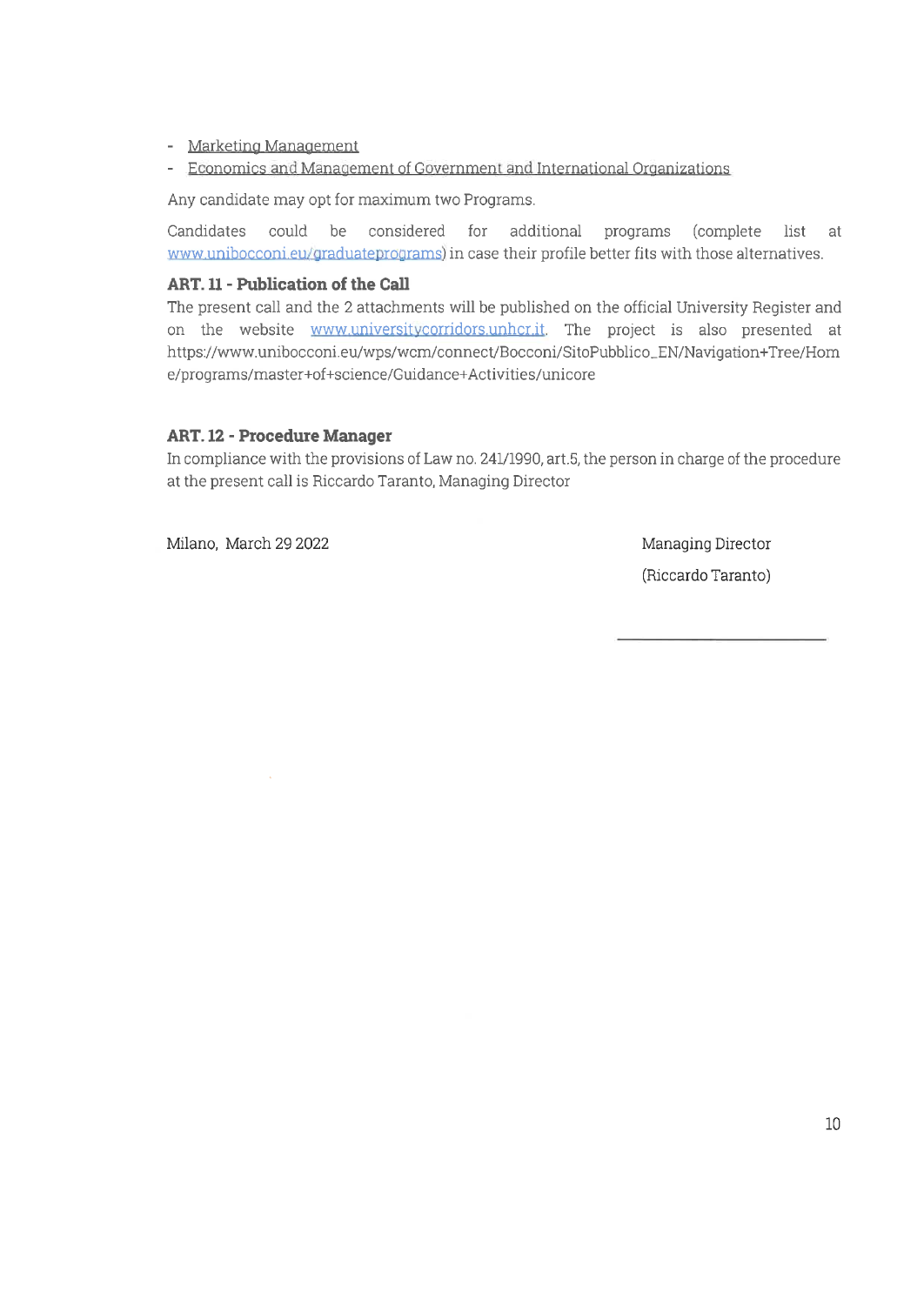- Marketing Management
- Economics and Management of Government and International Organizations

Any candidate may opt for maximum two Programs.

Candidates could be considered for additional programs (complete list at www.unibocconi.eu/graduateprograms) in case their profile better fits with those alternatives.

### ART. 11 - Publication of the Call

The present call and the 2 attachments will be published on the official University Register and on the website www.universitycorridors.unhcr.it. The project is also presented at https://www.unibocconi.eu/wps/wcm/connect/Bocconi/SitoPubblico_EN/Navigation+Tree/Home/programs/master+of+science/Guidance+Activities/unicore

### ART. 12 - Procedure Manager

In compliance with the provisions of Law no. 241/1990, art.5, the person in charge of the procedure at the present call is Riccardo Taranto, Managing Director

Milano, March 29 2022

Managing Director

(Riccardo Taranto)

\_\_\_\_\_\_\_\_\_\_\_\_\_\_\_\_\_\_\_\_\_\_\_\_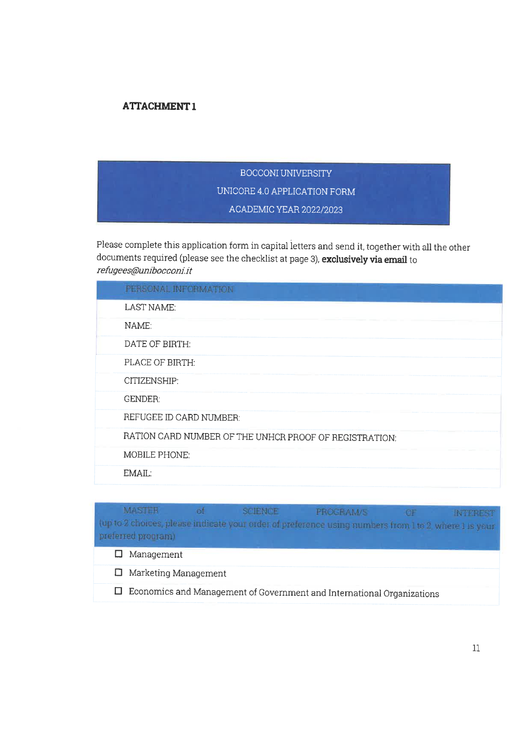**ATTACHMENT 1**

| BOCCONI UNIVERSITY<br>UNICORE 4.0 APPLICATION FORM<br>ACADEMIC YEAR 2022/2023 |
|---|

Please complete this application form in capital letters and send it, together with all the other documents required (please see the checklist at page 3), **exclusively via email** to *refugees@unibocconi.it*

| PERSONAL INFORMATION |
|---|
| LAST NAME: |
| NAME: |
| DATE OF BIRTH: |
| PLACE OF BIRTH: |
| CITIZENSHIP: |
| GENDER: |
| REFUGEE ID CARD NUMBER: |
| RATION CARD NUMBER OF THE UNHCR PROOF OF REGISTRATION: |
| MOBILE PHONE: |
| EMAIL: |

| MASTER of SCIENCE PROGRAM/S OF INTEREST (up to 2 choices, please indicate your order of preference using numbers from 1 to 2, where 1 is your preferred program) |
|---|
| ☐ Management |
| ☐ Marketing Management |
| ☐ Economics and Management of Government and International Organizations |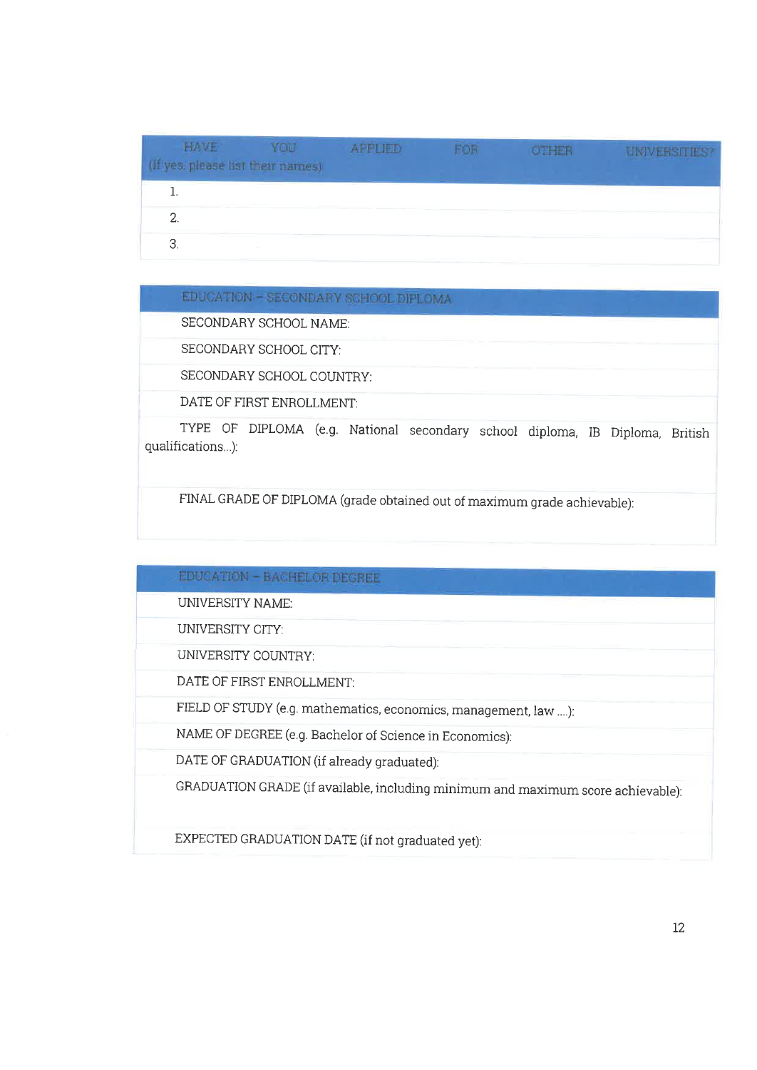| HAVE YOU APPLIED FOR OTHER UNIVERSITIES? (If yes, please list their names) |
| --- |
| 1. |
| 2. |
| 3. |

| EDUCATION – SECONDARY SCHOOL DIPLOMA |
| --- |
| SECONDARY SCHOOL NAME: |
| SECONDARY SCHOOL CITY: |
| SECONDARY SCHOOL COUNTRY: |
| DATE OF FIRST ENROLLMENT: |
| TYPE OF DIPLOMA (e.g. National secondary school diploma, IB Diploma, British qualifications...): |
| FINAL GRADE OF DIPLOMA (grade obtained out of maximum grade achievable): |

| EDUCATION – BACHELOR DEGREE |
| --- |
| UNIVERSITY NAME: |
| UNIVERSITY CITY: |
| UNIVERSITY COUNTRY: |
| DATE OF FIRST ENROLLMENT: |
| FIELD OF STUDY (e.g. mathematics, economics, management, law ....): |
| NAME OF DEGREE (e.g. Bachelor of Science in Economics): |
| DATE OF GRADUATION (if already graduated): |
| GRADUATION GRADE (if available, including minimum and maximum score achievable): |
| EXPECTED GRADUATION DATE (if not graduated yet): |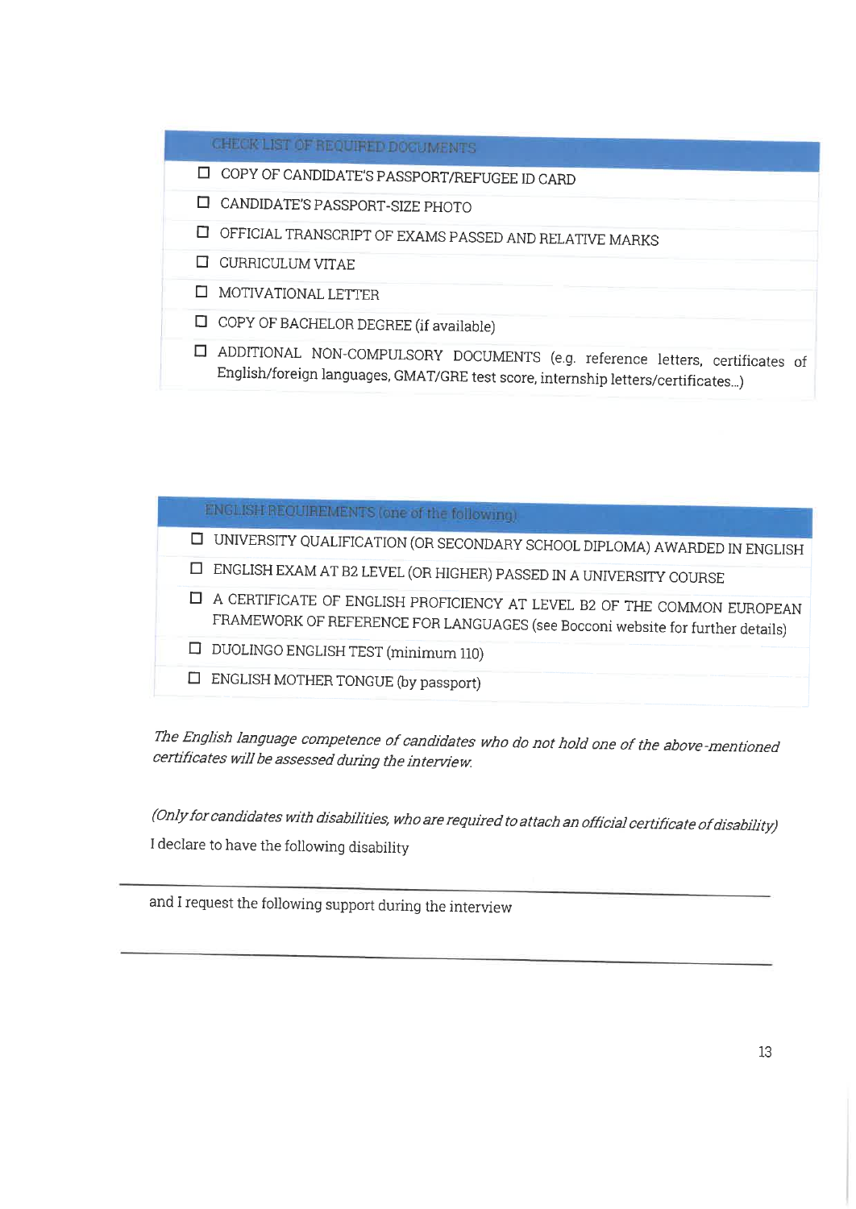| CHECK LIST OF REQUIRED DOCUMENTS |
| --- |
| ☐ COPY OF CANDIDATE'S PASSPORT/REFUGEE ID CARD |
| ☐ CANDIDATE'S PASSPORT-SIZE PHOTO |
| ☐ OFFICIAL TRANSCRIPT OF EXAMS PASSED AND RELATIVE MARKS |
| ☐ CURRICULUM VITAE |
| ☐ MOTIVATIONAL LETTER |
| ☐ COPY OF BACHELOR DEGREE (if available) |
| ☐ ADDITIONAL NON-COMPULSORY DOCUMENTS (e.g. reference letters, certificates of English/foreign languages, GMAT/GRE test score, internship letters/certificates...) |

| ENGLISH REQUIREMENTS (one of the following) |
| --- |
| ☐ UNIVERSITY QUALIFICATION (OR SECONDARY SCHOOL DIPLOMA) AWARDED IN ENGLISH |
| ☐ ENGLISH EXAM AT B2 LEVEL (OR HIGHER) PASSED IN A UNIVERSITY COURSE |
| ☐ A CERTIFICATE OF ENGLISH PROFICIENCY AT LEVEL B2 OF THE COMMON EUROPEAN FRAMEWORK OF REFERENCE FOR LANGUAGES (see Bocconi website for further details) |
| ☐ DUOLINGO ENGLISH TEST (minimum 110) |
| ☐ ENGLISH MOTHER TONGUE (by passport) |

*The English language competence of candidates who do not hold one of the above-mentioned certificates will be assessed during the interview.*

*(Only for candidates with disabilities, who are required to attach an official certificate of disability)*

I declare to have the following disability

_______________________________________________

and I request the following support during the interview

_______________________________________________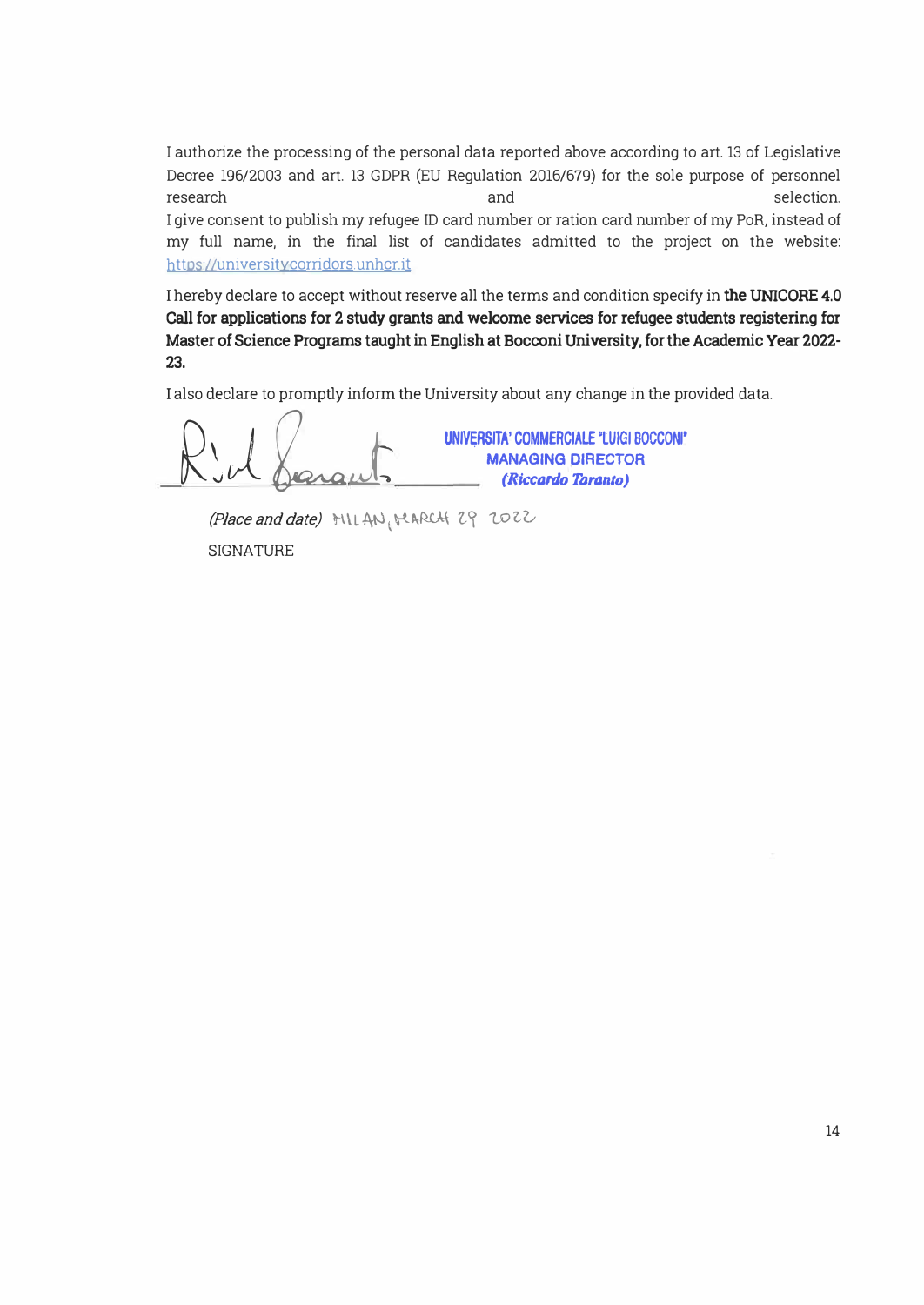I authorize the processing of the personal data reported above according to art. 13 of Legislative Decree 196/2003 and art. 13 GDPR (EU Regulation 2016/679) for the sole purpose of personnel research and selection.
I give consent to publish my refugee ID card number or ration card number of my PoR, instead of my full name, in the final list of candidates admitted to the project on the website: https://universitycorridors.unhcr.it

I hereby declare to accept without reserve all the terms and condition specify in **the UNICORE 4.0 Call for applications for 2 study grants and welcome services for refugee students registering for Master of Science Programs taught in English at Bocconi University, for the Academic Year 2022-23.**

I also declare to promptly inform the University about any change in the provided data.

UNIVERSITA' COMMERCIALE "LUIGI BOCCONI"
MANAGING DIRECTOR
*(Riccardo Taranto)*

*(Place and date)* MILAN, MARCH 29 2022

SIGNATURE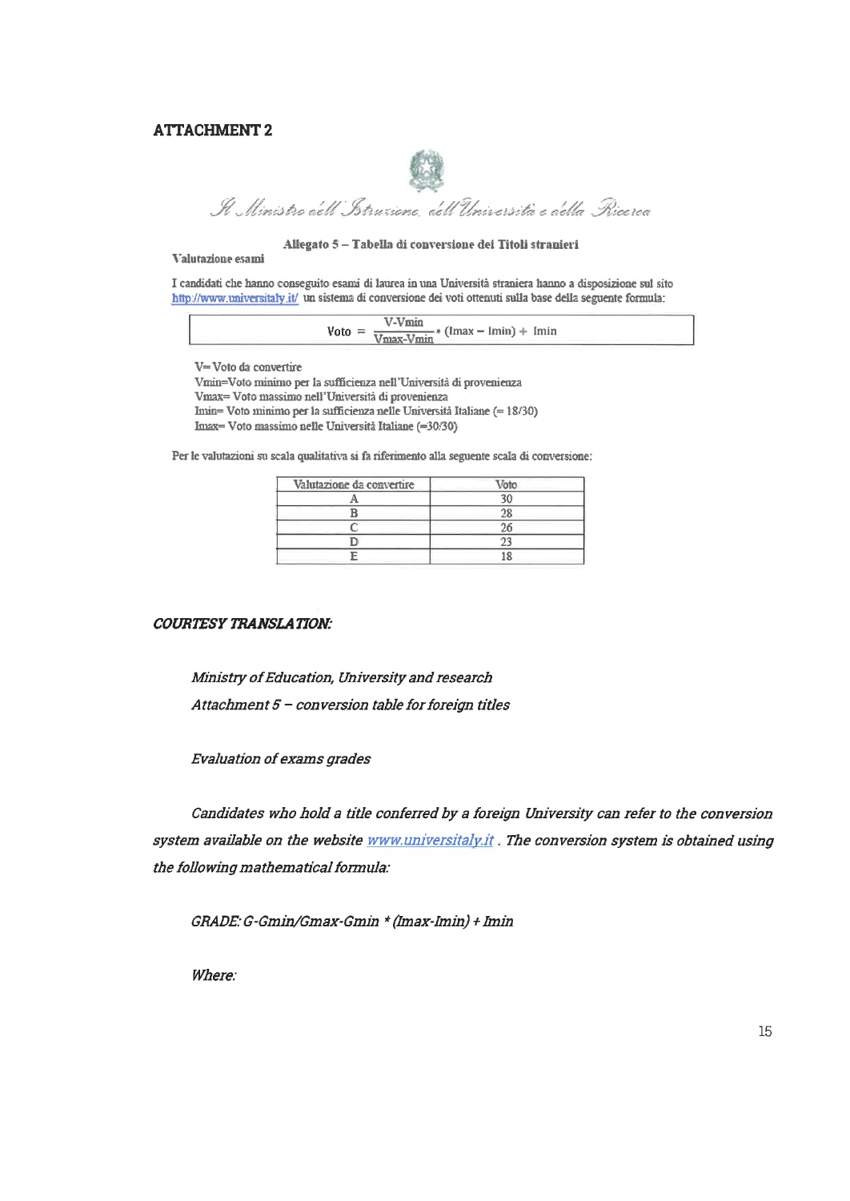## ATTACHMENT 2

*Il Ministro dell'Istruzione, dell'Università e della Ricerca*

**Allegato 5 – Tabella di conversione dei Titoli stranieri**

**Valutazione esami**

I candidati che hanno conseguito esami di laurea in una Università straniera hanno a disposizione sul sito http://www.universitaly.it/ un sistema di conversione dei voti ottenuti sulla base della seguente formula:

$$\text{Voto} = \frac{V - V_{min}}{V_{max} - V_{min}} * (I_{max} - I_{min}) + I_{min}$$

V= Voto da convertire
Vmin=Voto minimo per la sufficienza nell'Università di provenienza
Vmax= Voto massimo nell'Università di provenienza
Imin= Voto minimo per la sufficienza nelle Università Italiane (= 18/30)
Imax= Voto massimo nelle Università Italiane (=30/30)

Per le valutazioni su scala qualitativa si fa riferimento alla seguente scala di conversione:

| Valutazione da convertire | Voto |
|---|---|
| A | 30 |
| B | 28 |
| C | 26 |
| D | 23 |
| E | 18 |

***COURTESY TRANSLATION:***

*Ministry of Education, University and research*

*Attachment 5 – conversion table for foreign titles*

*Evaluation of exams grades*

*Candidates who hold a title conferred by a foreign University can refer to the conversion system available on the website www.universitaly.it . The conversion system is obtained using the following mathematical formula:*

*GRADE: G-Gmin/Gmax-Gmin * (Imax-Imin) + Imin*

*Where:*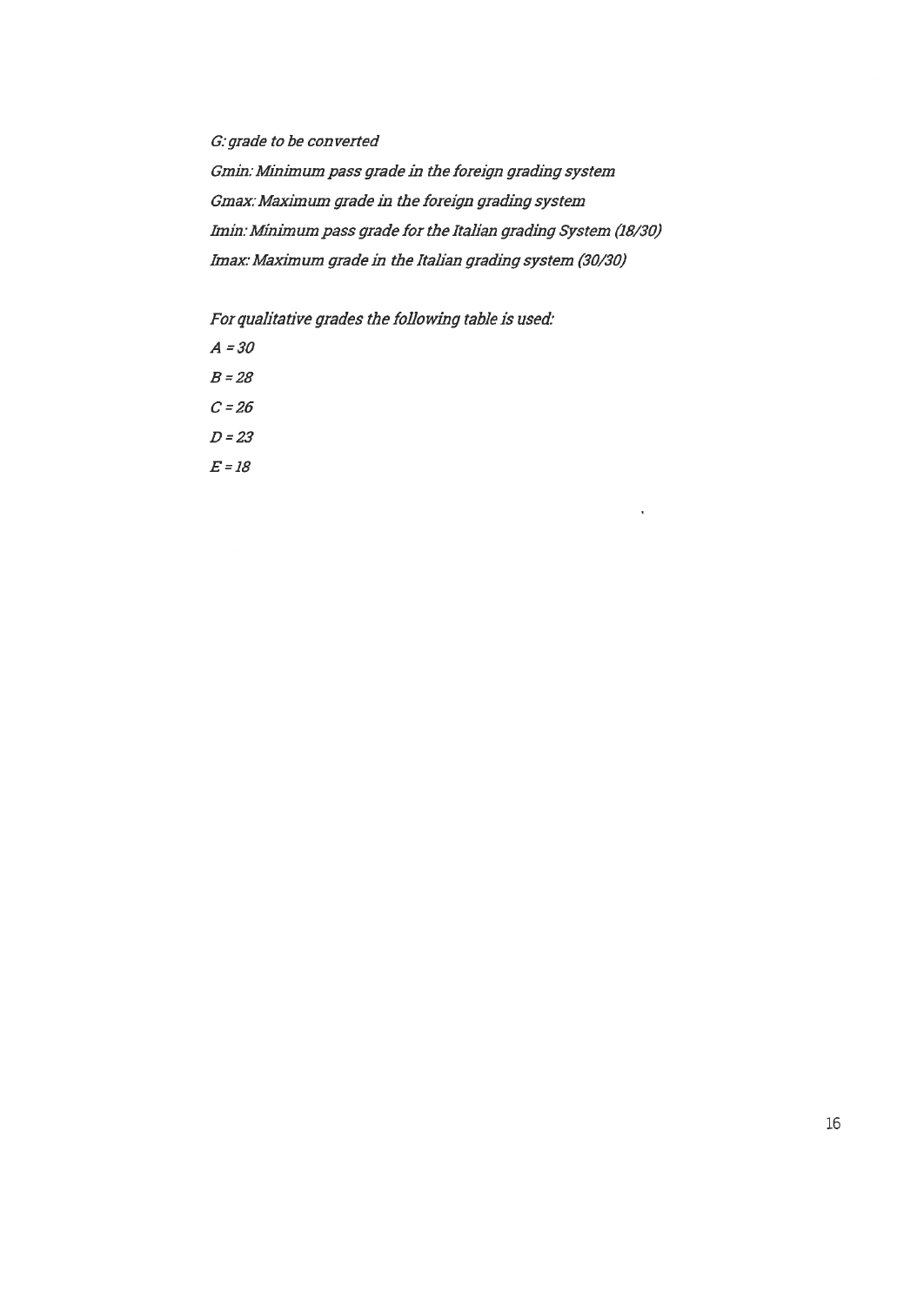*G: grade to be converted*

*Gmin: Minimum pass grade in the foreign grading system*

*Gmax: Maximum grade in the foreign grading system*

*Imin: Minimum pass grade for the Italian grading System (18/30)*

*Imax: Maximum grade in the Italian grading system (30/30)*

*For qualitative grades the following table is used:*

*A = 30*

*B = 28*

*C = 26*

*D = 23*

*E = 18*